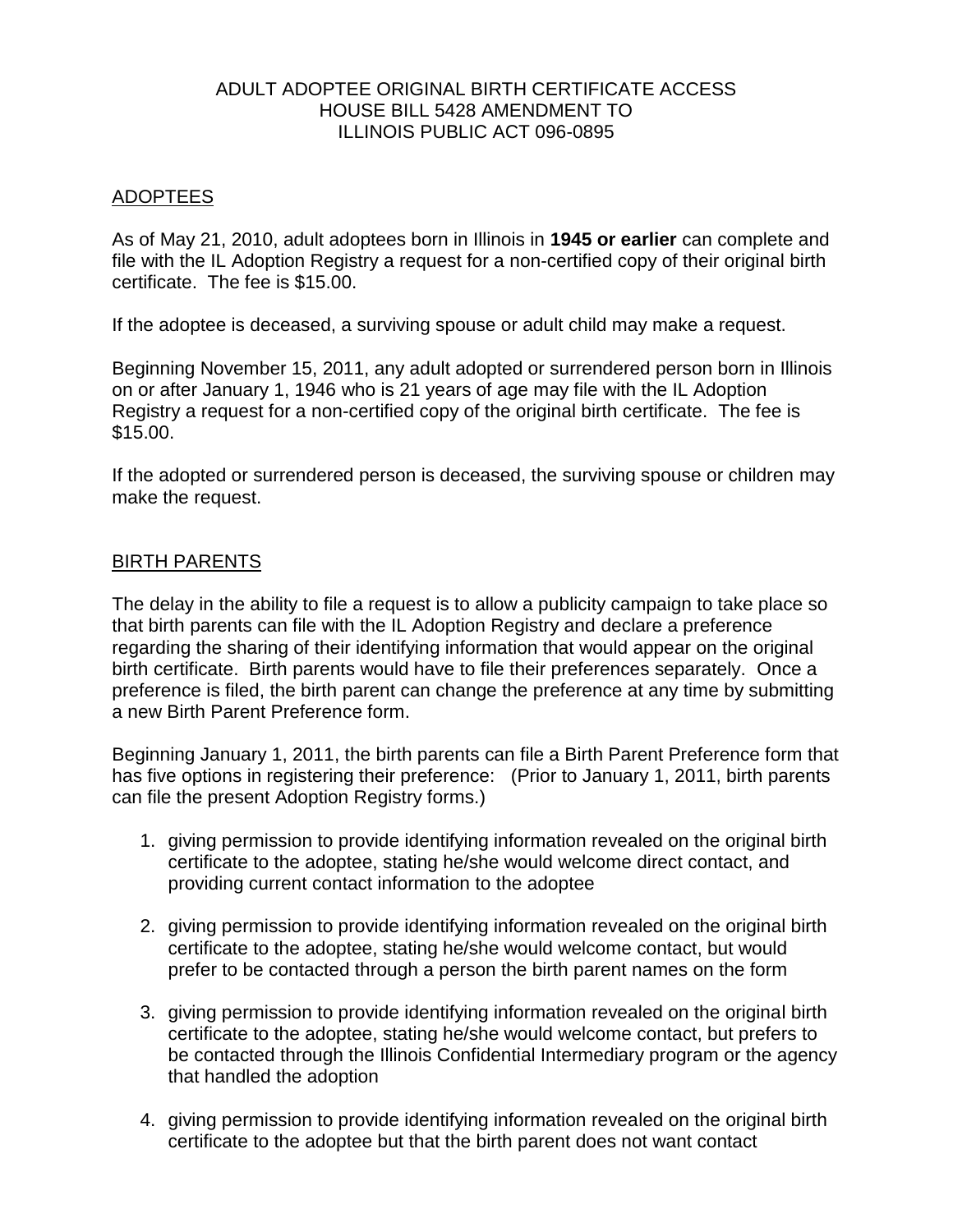# ADULT ADOPTEE ORIGINAL BIRTH CERTIFICATE ACCESS
# HOUSE BILL 5428 AMENDMENT TO
# ILLINOIS PUBLIC ACT 096-0895

## ADOPTEES

As of May 21, 2010, adult adoptees born in Illinois in **1945 or earlier** can complete and file with the IL Adoption Registry a request for a non-certified copy of their original birth certificate. The fee is $15.00.

If the adoptee is deceased, a surviving spouse or adult child may make a request.

Beginning November 15, 2011, any adult adopted or surrendered person born in Illinois on or after January 1, 1946 who is 21 years of age may file with the IL Adoption Registry a request for a non-certified copy of the original birth certificate. The fee is $15.00.

If the adopted or surrendered person is deceased, the surviving spouse or children may make the request.

## BIRTH PARENTS

The delay in the ability to file a request is to allow a publicity campaign to take place so that birth parents can file with the IL Adoption Registry and declare a preference regarding the sharing of their identifying information that would appear on the original birth certificate. Birth parents would have to file their preferences separately. Once a preference is filed, the birth parent can change the preference at any time by submitting a new Birth Parent Preference form.

Beginning January 1, 2011, the birth parents can file a Birth Parent Preference form that has five options in registering their preference: (Prior to January 1, 2011, birth parents can file the present Adoption Registry forms.)

1. giving permission to provide identifying information revealed on the original birth certificate to the adoptee, stating he/she would welcome direct contact, and providing current contact information to the adoptee

2. giving permission to provide identifying information revealed on the original birth certificate to the adoptee, stating he/she would welcome contact, but would prefer to be contacted through a person the birth parent names on the form

3. giving permission to provide identifying information revealed on the original birth certificate to the adoptee, stating he/she would welcome contact, but prefers to be contacted through the Illinois Confidential Intermediary program or the agency that handled the adoption

4. giving permission to provide identifying information revealed on the original birth certificate to the adoptee but that the birth parent does not want contact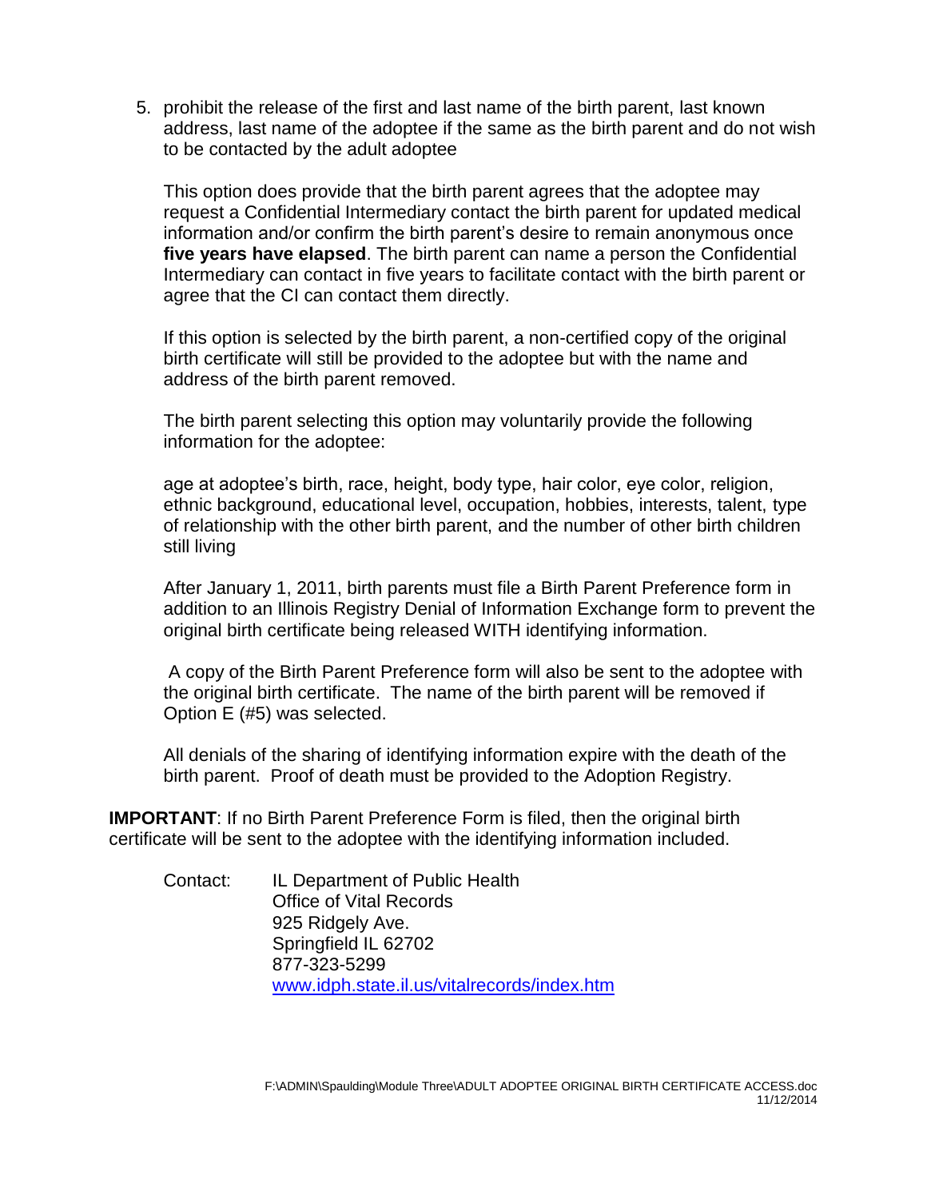5. prohibit the release of the first and last name of the birth parent, last known address, last name of the adoptee if the same as the birth parent and do not wish to be contacted by the adult adoptee

   This option does provide that the birth parent agrees that the adoptee may request a Confidential Intermediary contact the birth parent for updated medical information and/or confirm the birth parent's desire to remain anonymous once **five years have elapsed**. The birth parent can name a person the Confidential Intermediary can contact in five years to facilitate contact with the birth parent or agree that the CI can contact them directly.

   If this option is selected by the birth parent, a non-certified copy of the original birth certificate will still be provided to the adoptee but with the name and address of the birth parent removed.

   The birth parent selecting this option may voluntarily provide the following information for the adoptee:

   age at adoptee's birth, race, height, body type, hair color, eye color, religion, ethnic background, educational level, occupation, hobbies, interests, talent, type of relationship with the other birth parent, and the number of other birth children still living

   After January 1, 2011, birth parents must file a Birth Parent Preference form in addition to an Illinois Registry Denial of Information Exchange form to prevent the original birth certificate being released WITH identifying information.

   A copy of the Birth Parent Preference form will also be sent to the adoptee with the original birth certificate. The name of the birth parent will be removed if Option E (#5) was selected.

   All denials of the sharing of identifying information expire with the death of the birth parent. Proof of death must be provided to the Adoption Registry.

**IMPORTANT**: If no Birth Parent Preference Form is filed, then the original birth certificate will be sent to the adoptee with the identifying information included.

Contact: IL Department of Public Health
Office of Vital Records
925 Ridgely Ave.
Springfield IL 62702
877-323-5299
[www.idph.state.il.us/vitalrecords/index.htm](www.idph.state.il.us/vitalrecords/index.htm)

F:\ADMIN\Spaulding\Module Three\ADULT ADOPTEE ORIGINAL BIRTH CERTIFICATE ACCESS.doc
11/12/2014